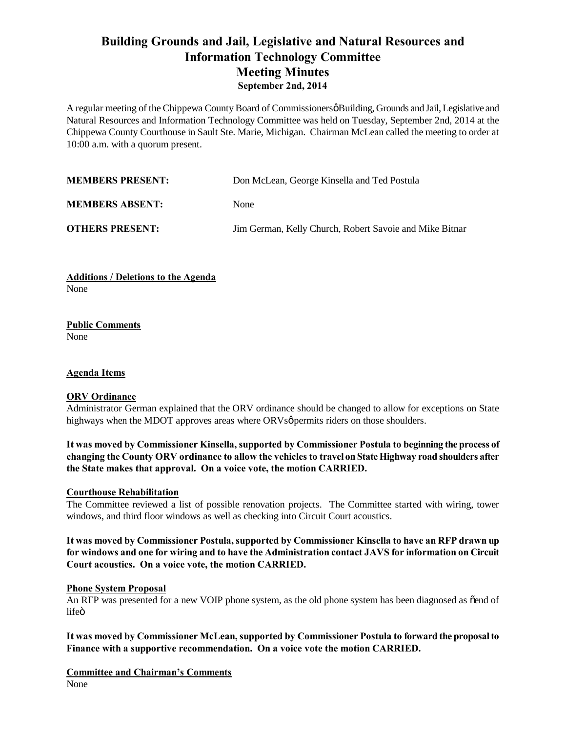# Building Grounds and Jail, Legislative and Natural Resources and Information Technology Committee
## Meeting Minutes
### September 2nd, 2014

A regular meeting of the Chippewa County Board of Commissionersø Building, Grounds and Jail, Legislative and Natural Resources and Information Technology Committee was held on Tuesday, September 2nd, 2014 at the Chippewa County Courthouse in Sault Ste. Marie, Michigan. Chairman McLean called the meeting to order at 10:00 a.m. with a quorum present.

**MEMBERS PRESENT:** Don McLean, George Kinsella and Ted Postula

**MEMBERS ABSENT:** None

**OTHERS PRESENT:** Jim German, Kelly Church, Robert Savoie and Mike Bitnar

**Additions / Deletions to the Agenda**
None

**Public Comments**
None

**Agenda Items**

**ORV Ordinance**
Administrator German explained that the ORV ordinance should be changed to allow for exceptions on State highways when the MDOT approves areas where ORVsø permits riders on those shoulders.

**It was moved by Commissioner Kinsella, supported by Commissioner Postula to beginning the process of changing the County ORV ordinance to allow the vehicles to travel on State Highway road shoulders after the State makes that approval. On a voice vote, the motion CARRIED.**

**Courthouse Rehabilitation**
The Committee reviewed a list of possible renovation projects. The Committee started with wiring, tower windows, and third floor windows as well as checking into Circuit Court acoustics.

**It was moved by Commissioner Postula, supported by Commissioner Kinsella to have an RFP drawn up for windows and one for wiring and to have the Administration contact JAVS for information on Circuit Court acoustics. On a voice vote, the motion CARRIED.**

**Phone System Proposal**
An RFP was presented for a new VOIP phone system, as the old phone system has been diagnosed as õend of lifeö

**It was moved by Commissioner McLean, supported by Commissioner Postula to forward the proposal to Finance with a supportive recommendation. On a voice vote the motion CARRIED.**

**Committee and Chairman's Comments**
None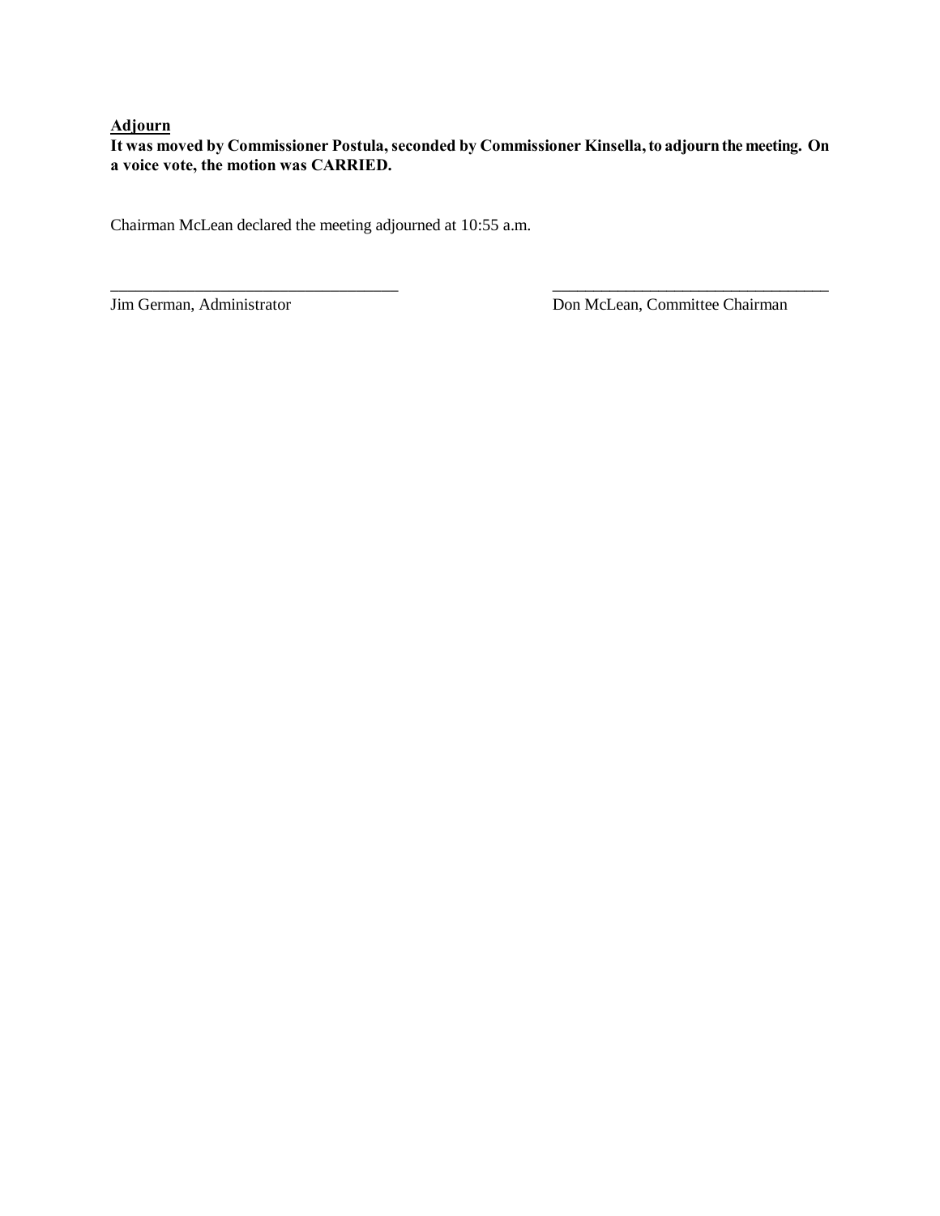**<u>Adjourn</u>**

**It was moved by Commissioner Postula, seconded by Commissioner Kinsella, to adjourn the meeting. On a voice vote, the motion was CARRIED.**

Chairman McLean declared the meeting adjourned at 10:55 a.m.

| | |
|---|---|
| ___________________________________ | ___________________________________ |
| Jim German, Administrator | Don McLean, Committee Chairman |